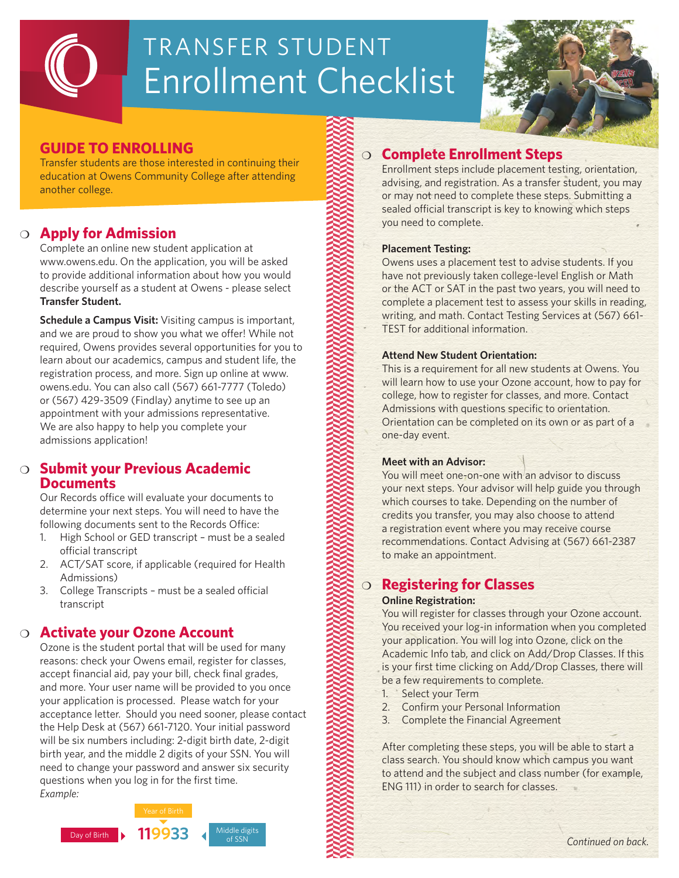# TRANSFER STUDENT Enrollment Checklist

## GUIDE TO ENROLLING

Transfer students are those interested in continuing their education at Owens Community College after attending another college.

## ❍ Apply for Admission

Complete an online new student application at www.owens.edu. On the application, you will be asked to provide additional information about how you would describe yourself as a student at Owens - please select **Transfer Student.**

**Schedule a Campus Visit:** Visiting campus is important, and we are proud to show you what we offer! While not required, Owens provides several opportunities for you to learn about our academics, campus and student life, the registration process, and more. Sign up online at www.owens.edu. You can also call (567) 661-7777 (Toledo) or (567) 429-3509 (Findlay) anytime to set up an appointment with your admissions representative. We are also happy to help you complete your admissions application!

## ❍ Submit your Previous Academic Documents

Our Records office will evaluate your documents to determine your next steps. You will need to have the following documents sent to the Records Office:

1. High School or GED transcript – must be a sealed official transcript
2. ACT/SAT score, if applicable (required for Health Admissions)
3. College Transcripts – must be a sealed official transcript

## ❍ Activate your Ozone Account

Ozone is the student portal that will be used for many reasons: check your Owens email, register for classes, accept financial aid, pay your bill, check final grades, and more. Your user name will be provided to you once your application is processed. Please watch for your acceptance letter. Should you need sooner, please contact the Help Desk at (567) 661-7120. Your initial password will be six numbers including: 2-digit birth date, 2-digit birth year, and the middle 2 digits of your SSN. You will need to change your password and answer six security questions when you log in for the first time.

*Example:*

Day of Birth ▸ **119933** ◂ Middle digits of SSN (Year of Birth)

## ❍ Complete Enrollment Steps

Enrollment steps include placement testing, orientation, advising, and registration. As a transfer student, you may or may not need to complete these steps. Submitting a sealed official transcript is key to knowing which steps you need to complete.

**Placement Testing:**

Owens uses a placement test to advise students. If you have not previously taken college-level English or Math or the ACT or SAT in the past two years, you will need to complete a placement test to assess your skills in reading, writing, and math. Contact Testing Services at (567) 661-TEST for additional information.

**Attend New Student Orientation:**

This is a requirement for all new students at Owens. You will learn how to use your Ozone account, how to pay for college, how to register for classes, and more. Contact Admissions with questions specific to orientation. Orientation can be completed on its own or as part of a one-day event.

**Meet with an Advisor:**

You will meet one-on-one with an advisor to discuss your next steps. Your advisor will help guide you through which courses to take. Depending on the number of credits you transfer, you may also choose to attend a registration event where you may receive course recommendations. Contact Advising at (567) 661-2387 to make an appointment.

## ❍ Registering for Classes

**Online Registration:**

You will register for classes through your Ozone account. You received your log-in information when you completed your application. You will log into Ozone, click on the Academic Info tab, and click on Add/Drop Classes. If this is your first time clicking on Add/Drop Classes, there will be a few requirements to complete.

1. Select your Term
2. Confirm your Personal Information
3. Complete the Financial Agreement

After completing these steps, you will be able to start a class search. You should know which campus you want to attend and the subject and class number (for example, ENG 111) in order to search for classes.

*Continued on back.*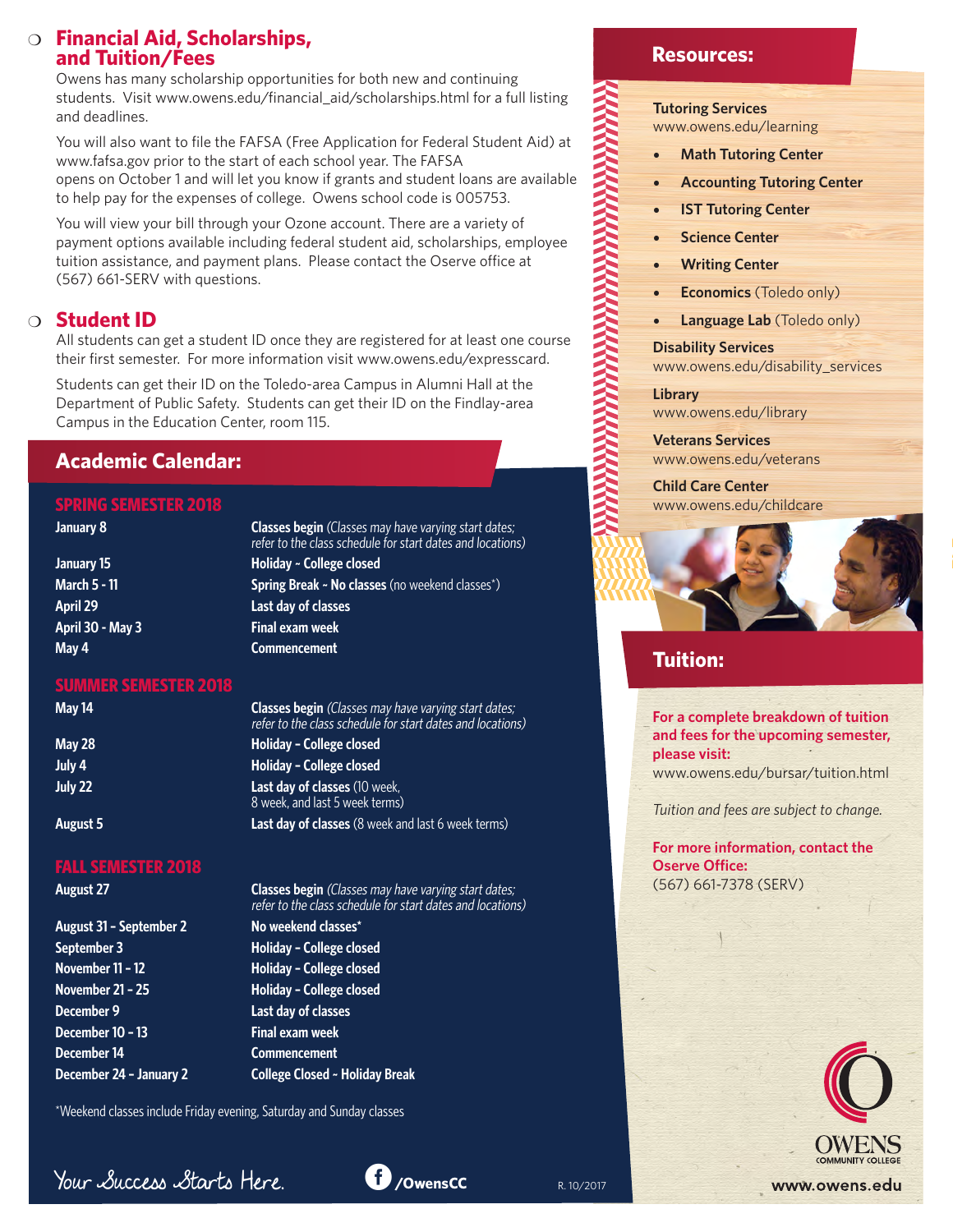## ❍ Financial Aid, Scholarships, and Tuition/Fees

Owens has many scholarship opportunities for both new and continuing students. Visit www.owens.edu/financial_aid/scholarships.html for a full listing and deadlines.

You will also want to file the FAFSA (Free Application for Federal Student Aid) at www.fafsa.gov prior to the start of each school year. The FAFSA opens on October 1 and will let you know if grants and student loans are available to help pay for the expenses of college. Owens school code is 005753.

You will view your bill through your Ozone account. There are a variety of payment options available including federal student aid, scholarships, employee tuition assistance, and payment plans. Please contact the Oserve office at (567) 661-SERV with questions.

## ❍ Student ID

All students can get a student ID once they are registered for at least one course their first semester. For more information visit www.owens.edu/expresscard.

Students can get their ID on the Toledo-area Campus in Alumni Hall at the Department of Public Safety. Students can get their ID on the Findlay-area Campus in the Education Center, room 115.

## Academic Calendar:

### SPRING SEMESTER 2018

| | |
|---|---|
| **January 8** | **Classes begin** *(Classes may have varying start dates; refer to the class schedule for start dates and locations)* |
| **January 15** | **Holiday ~ College closed** |
| **March 5 - 11** | **Spring Break ~ No classes** (no weekend classes*) |
| **April 29** | **Last day of classes** |
| **April 30 - May 3** | **Final exam week** |
| **May 4** | **Commencement** |

### SUMMER SEMESTER 2018

| | |
|---|---|
| **May 14** | **Classes begin** *(Classes may have varying start dates; refer to the class schedule for start dates and locations)* |
| **May 28** | **Holiday - College closed** |
| **July 4** | **Holiday - College closed** |
| **July 22** | **Last day of classes** (10 week, 8 week, and last 5 week terms) |
| **August 5** | **Last day of classes** (8 week and last 6 week terms) |

### FALL SEMESTER 2018

| | |
|---|---|
| **August 27** | **Classes begin** *(Classes may have varying start dates; refer to the class schedule for start dates and locations)* |
| **August 31 - September 2** | **No weekend classes*** |
| **September 3** | **Holiday - College closed** |
| **November 11 - 12** | **Holiday - College closed** |
| **November 21 - 25** | **Holiday - College closed** |
| **December 9** | **Last day of classes** |
| **December 10 - 13** | **Final exam week** |
| **December 14** | **Commencement** |
| **December 24 - January 2** | **College Closed ~ Holiday Break** |

*Weekend classes include Friday evening, Saturday and Sunday classes

## Resources:

**Tutoring Services**
www.owens.edu/learning

- **Math Tutoring Center**
- **Accounting Tutoring Center**
- **IST Tutoring Center**
- **Science Center**
- **Writing Center**
- **Economics** (Toledo only)
- **Language Lab** (Toledo only)

**Disability Services**
www.owens.edu/disability_services

**Library**
www.owens.edu/library

**Veterans Services**
www.owens.edu/veterans

**Child Care Center**
www.owens.edu/childcare

## Tuition:

**For a complete breakdown of tuition and fees for the upcoming semester, please visit:**
www.owens.edu/bursar/tuition.html

*Tuition and fees are subject to change.*

**For more information, contact the Oserve Office:**
(567) 661-7378 (SERV)

Your Success Starts Here.

/OwensCC

R. 10/2017

OWENS COMMUNITY COLLEGE

www.owens.edu